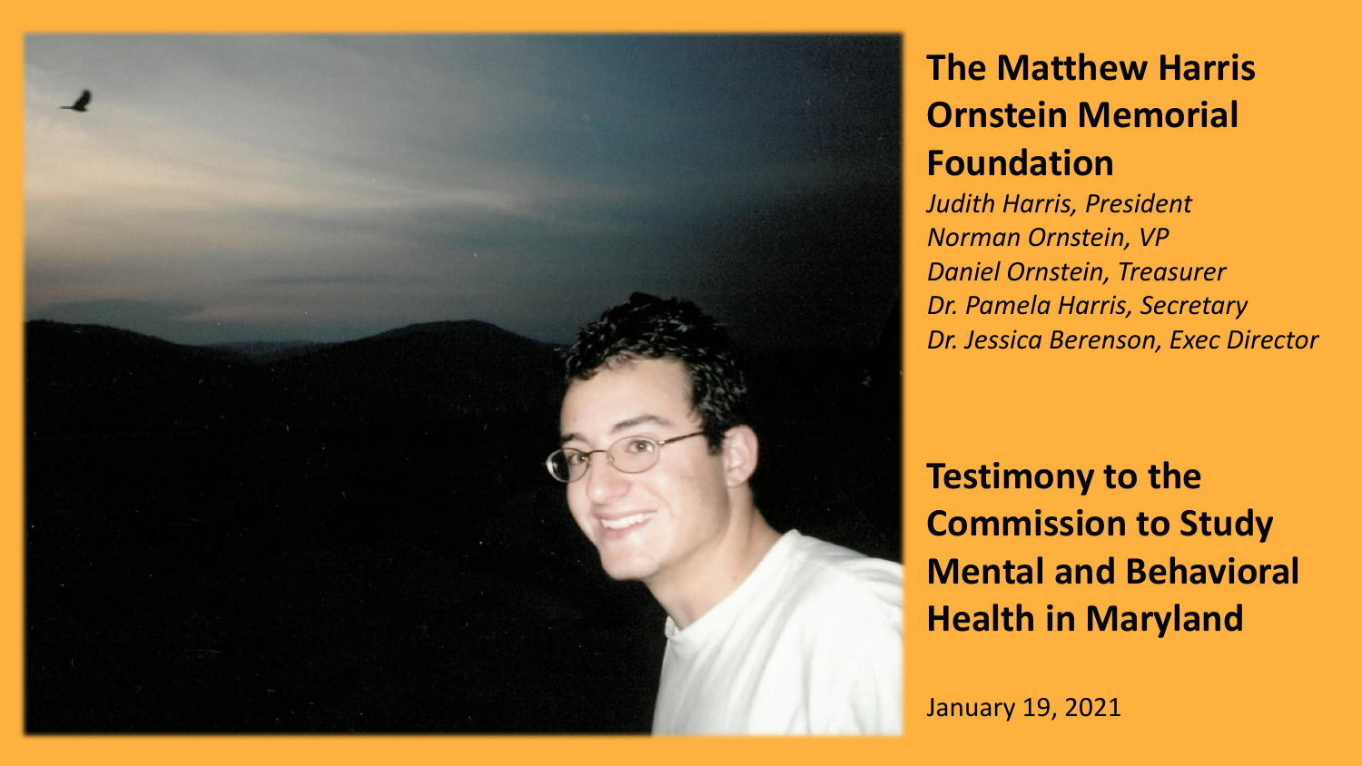# The Matthew Harris Ornstein Memorial Foundation

*Judith Harris, President*
*Norman Ornstein, VP*
*Daniel Ornstein, Treasurer*
*Dr. Pamela Harris, Secretary*
*Dr. Jessica Berenson, Exec Director*

## Testimony to the Commission to Study Mental and Behavioral Health in Maryland

January 19, 2021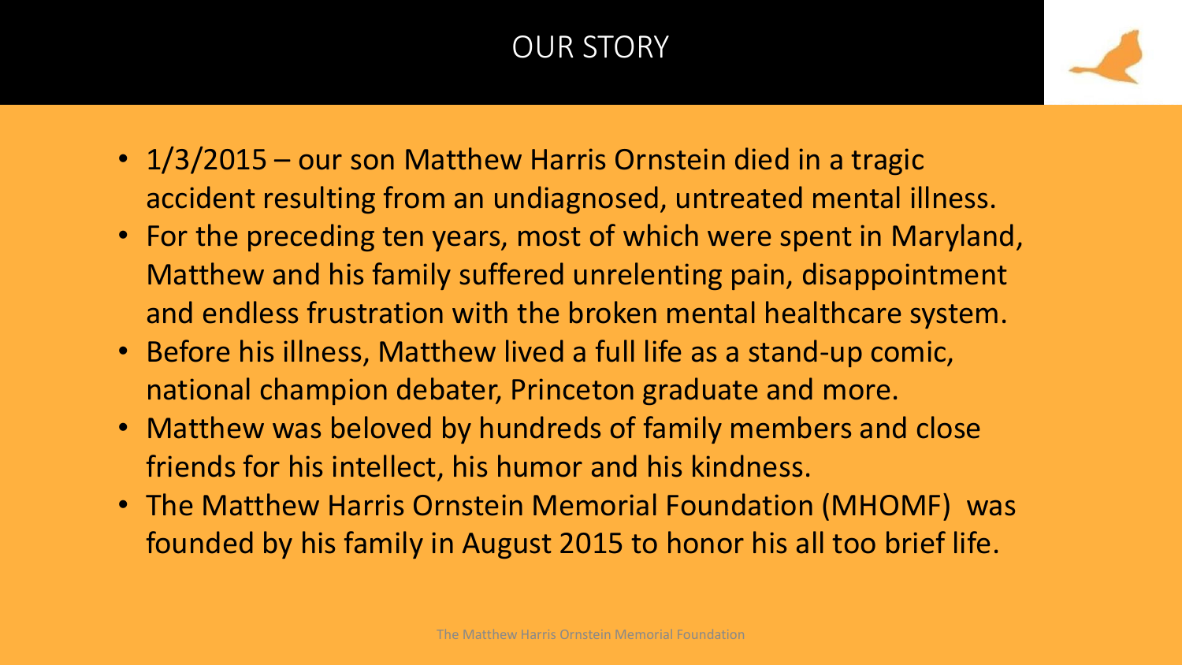# OUR STORY

- 1/3/2015 – our son Matthew Harris Ornstein died in a tragic accident resulting from an undiagnosed, untreated mental illness.
- For the preceding ten years, most of which were spent in Maryland, Matthew and his family suffered unrelenting pain, disappointment and endless frustration with the broken mental healthcare system.
- Before his illness, Matthew lived a full life as a stand-up comic, national champion debater, Princeton graduate and more.
- Matthew was beloved by hundreds of family members and close friends for his intellect, his humor and his kindness.
- The Matthew Harris Ornstein Memorial Foundation (MHOMF) was founded by his family in August 2015 to honor his all too brief life.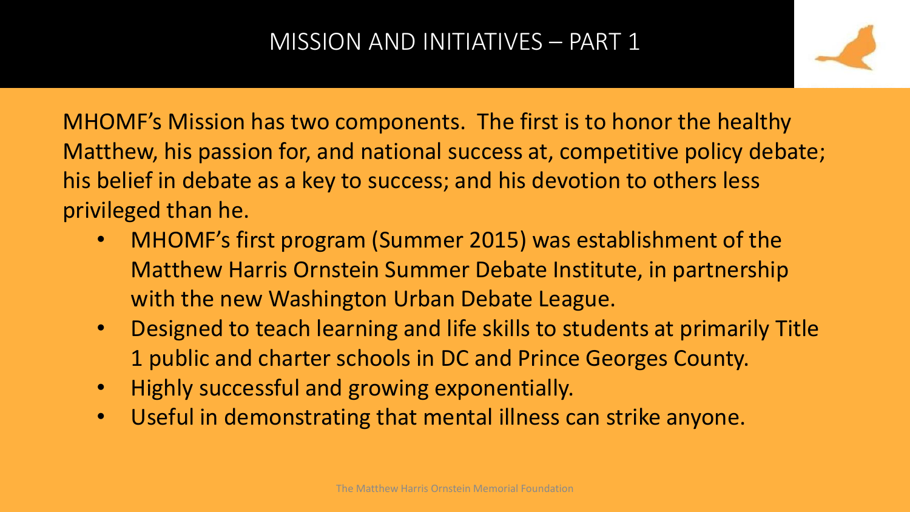# MISSION AND INITIATIVES – PART 1

MHOMF's Mission has two components. The first is to honor the healthy Matthew, his passion for, and national success at, competitive policy debate; his belief in debate as a key to success; and his devotion to others less privileged than he.

- MHOMF's first program (Summer 2015) was establishment of the Matthew Harris Ornstein Summer Debate Institute, in partnership with the new Washington Urban Debate League.
- Designed to teach learning and life skills to students at primarily Title 1 public and charter schools in DC and Prince Georges County.
- Highly successful and growing exponentially.
- Useful in demonstrating that mental illness can strike anyone.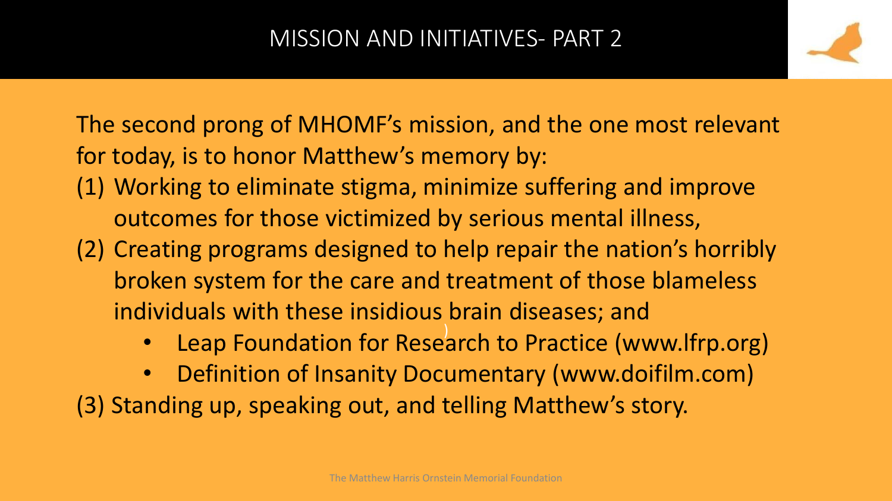# MISSION AND INITIATIVES- PART 2

The second prong of MHOMF's mission, and the one most relevant for today, is to honor Matthew's memory by:

(1) Working to eliminate stigma, minimize suffering and improve outcomes for those victimized by serious mental illness,

(2) Creating programs designed to help repair the nation's horribly broken system for the care and treatment of those blameless individuals with these insidious brain diseases; and

- Leap Foundation for Research to Practice (www.lfrp.org)
- Definition of Insanity Documentary (www.doifilm.com)

(3) Standing up, speaking out, and telling Matthew's story.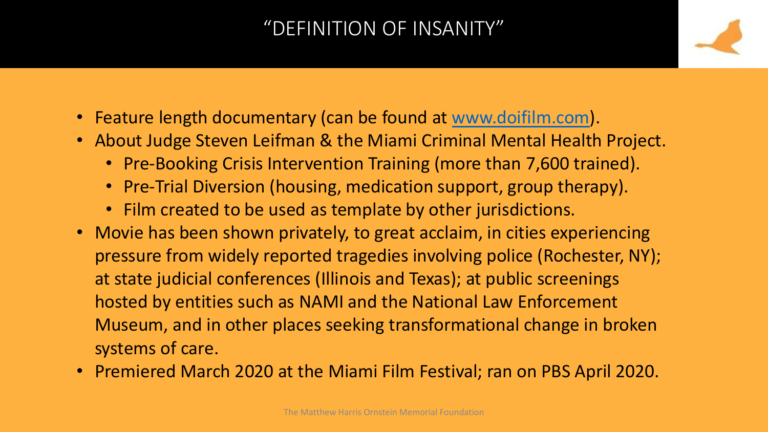# "DEFINITION OF INSANITY"

- Feature length documentary (can be found at [www.doifilm.com](http://www.doifilm.com)).
- About Judge Steven Leifman & the Miami Criminal Mental Health Project.
  - Pre-Booking Crisis Intervention Training (more than 7,600 trained).
  - Pre-Trial Diversion (housing, medication support, group therapy).
  - Film created to be used as template by other jurisdictions.
- Movie has been shown privately, to great acclaim, in cities experiencing pressure from widely reported tragedies involving police (Rochester, NY); at state judicial conferences (Illinois and Texas); at public screenings hosted by entities such as NAMI and the National Law Enforcement Museum, and in other places seeking transformational change in broken systems of care.
- Premiered March 2020 at the Miami Film Festival; ran on PBS April 2020.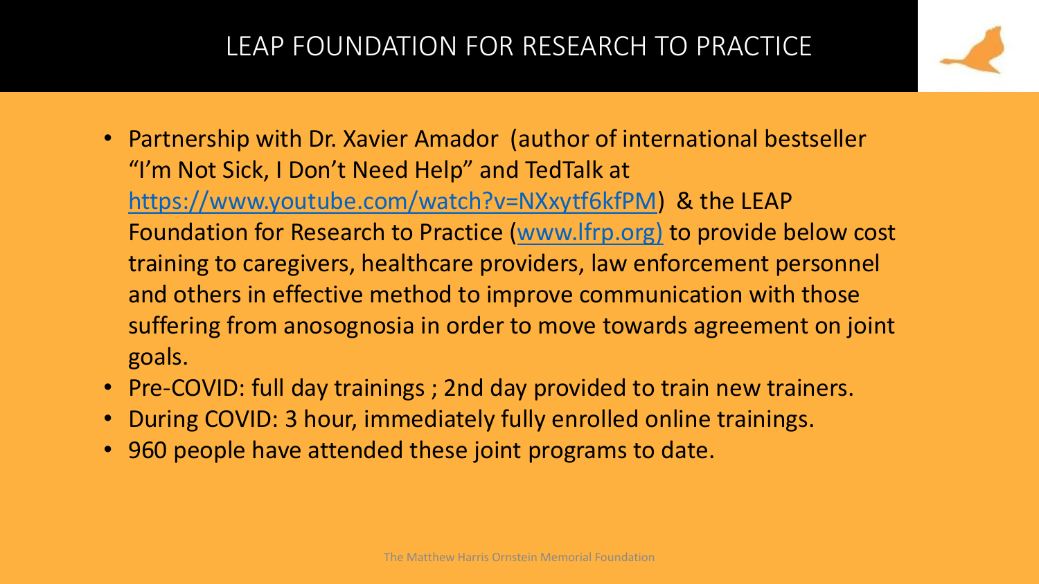# LEAP FOUNDATION FOR RESEARCH TO PRACTICE

- Partnership with Dr. Xavier Amador (author of international bestseller "I'm Not Sick, I Don't Need Help" and TedTalk at https://www.youtube.com/watch?v=NXxytf6kfPM) & the LEAP Foundation for Research to Practice (www.lfrp.org) to provide below cost training to caregivers, healthcare providers, law enforcement personnel and others in effective method to improve communication with those suffering from anosognosia in order to move towards agreement on joint goals.
- Pre-COVID: full day trainings ; 2nd day provided to train new trainers.
- During COVID: 3 hour, immediately fully enrolled online trainings.
- 960 people have attended these joint programs to date.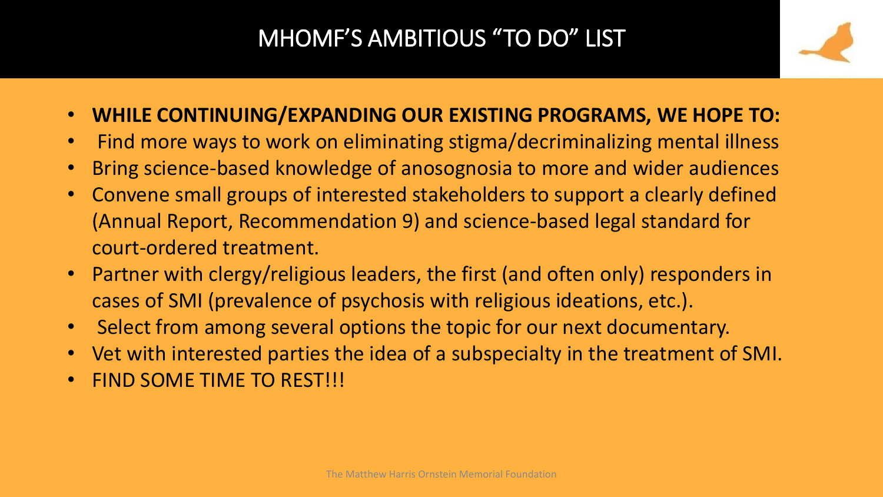# MHOMF'S AMBITIOUS "TO DO" LIST

- **WHILE CONTINUING/EXPANDING OUR EXISTING PROGRAMS, WE HOPE TO:**
- Find more ways to work on eliminating stigma/decriminalizing mental illness
- Bring science-based knowledge of anosognosia to more and wider audiences
- Convene small groups of interested stakeholders to support a clearly defined (Annual Report, Recommendation 9) and science-based legal standard for court-ordered treatment.
- Partner with clergy/religious leaders, the first (and often only) responders in cases of SMI (prevalence of psychosis with religious ideations, etc.).
- Select from among several options the topic for our next documentary.
- Vet with interested parties the idea of a subspecialty in the treatment of SMI.
- FIND SOME TIME TO REST!!!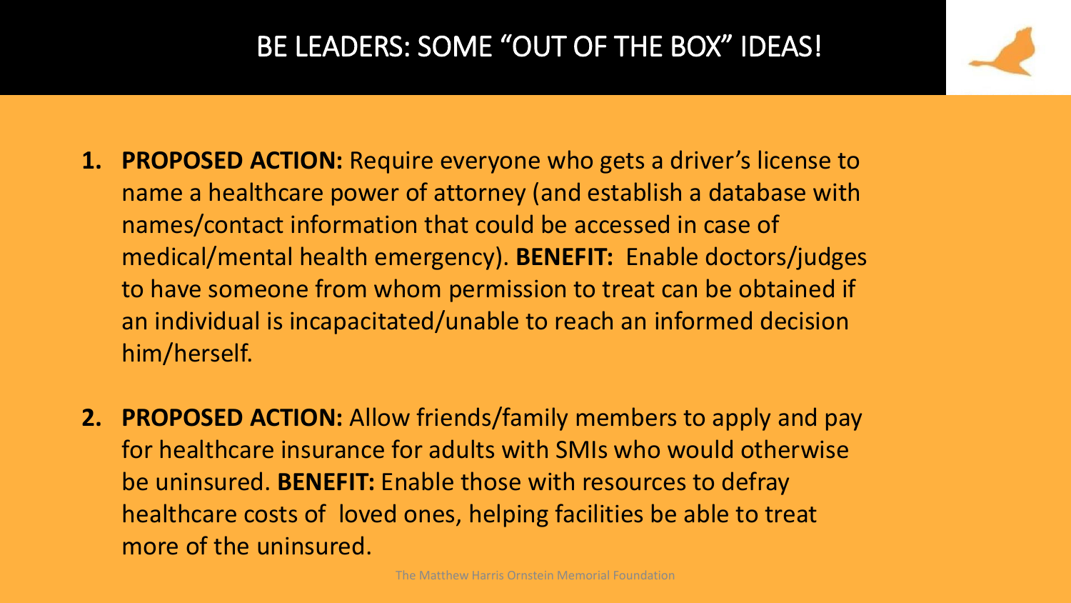# BE LEADERS: SOME "OUT OF THE BOX" IDEAS!

1. **PROPOSED ACTION:** Require everyone who gets a driver's license to name a healthcare power of attorney (and establish a database with names/contact information that could be accessed in case of medical/mental health emergency). **BENEFIT:** Enable doctors/judges to have someone from whom permission to treat can be obtained if an individual is incapacitated/unable to reach an informed decision him/herself.

2. **PROPOSED ACTION:** Allow friends/family members to apply and pay for healthcare insurance for adults with SMIs who would otherwise be uninsured. **BENEFIT:** Enable those with resources to defray healthcare costs of loved ones, helping facilities be able to treat more of the uninsured.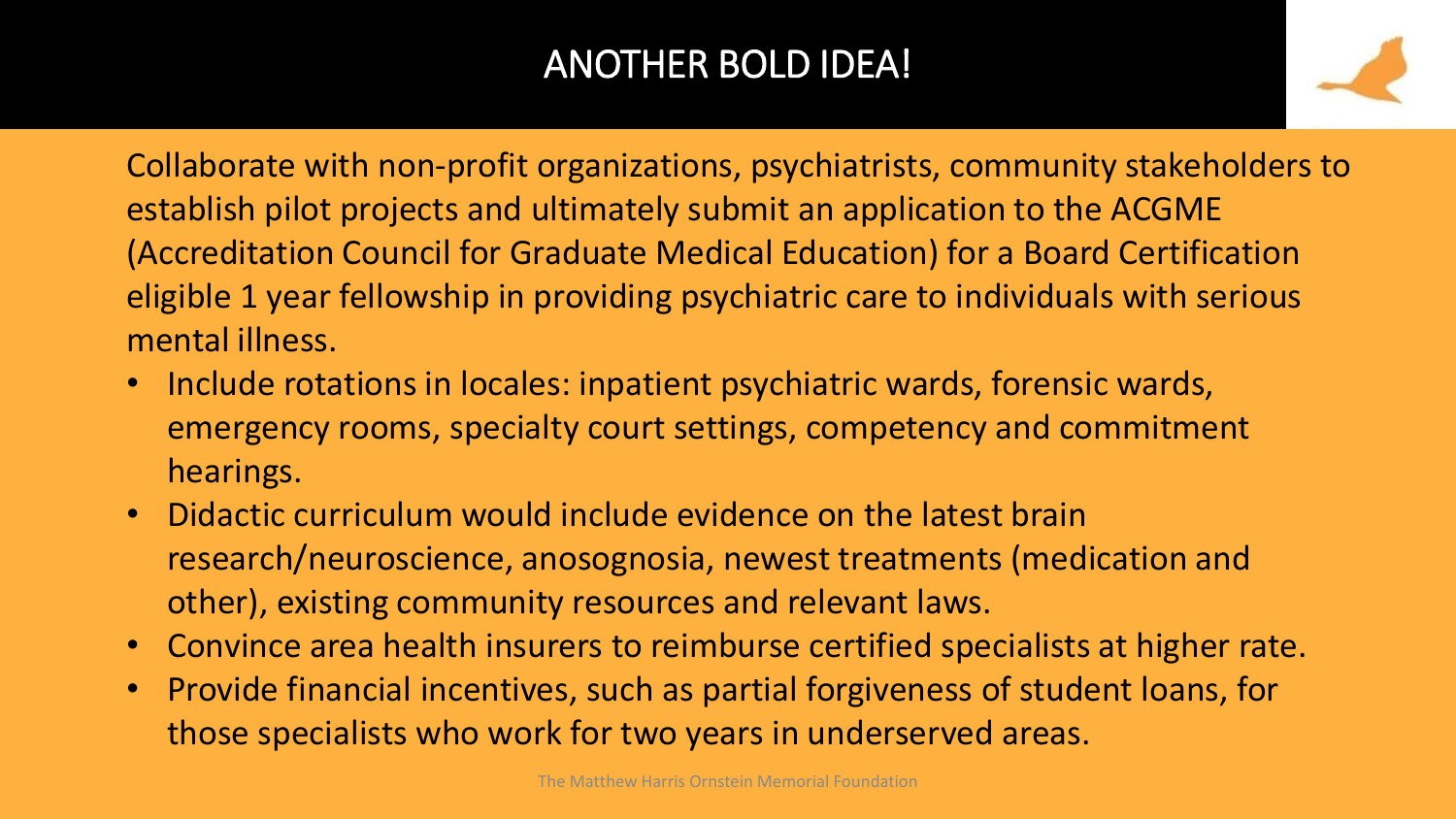# ANOTHER BOLD IDEA!

Collaborate with non-profit organizations, psychiatrists, community stakeholders to establish pilot projects and ultimately submit an application to the ACGME (Accreditation Council for Graduate Medical Education) for a Board Certification eligible 1 year fellowship in providing psychiatric care to individuals with serious mental illness.

- Include rotations in locales: inpatient psychiatric wards, forensic wards, emergency rooms, specialty court settings, competency and commitment hearings.
- Didactic curriculum would include evidence on the latest brain research/neuroscience, anosognosia, newest treatments (medication and other), existing community resources and relevant laws.
- Convince area health insurers to reimburse certified specialists at higher rate.
- Provide financial incentives, such as partial forgiveness of student loans, for those specialists who work for two years in underserved areas.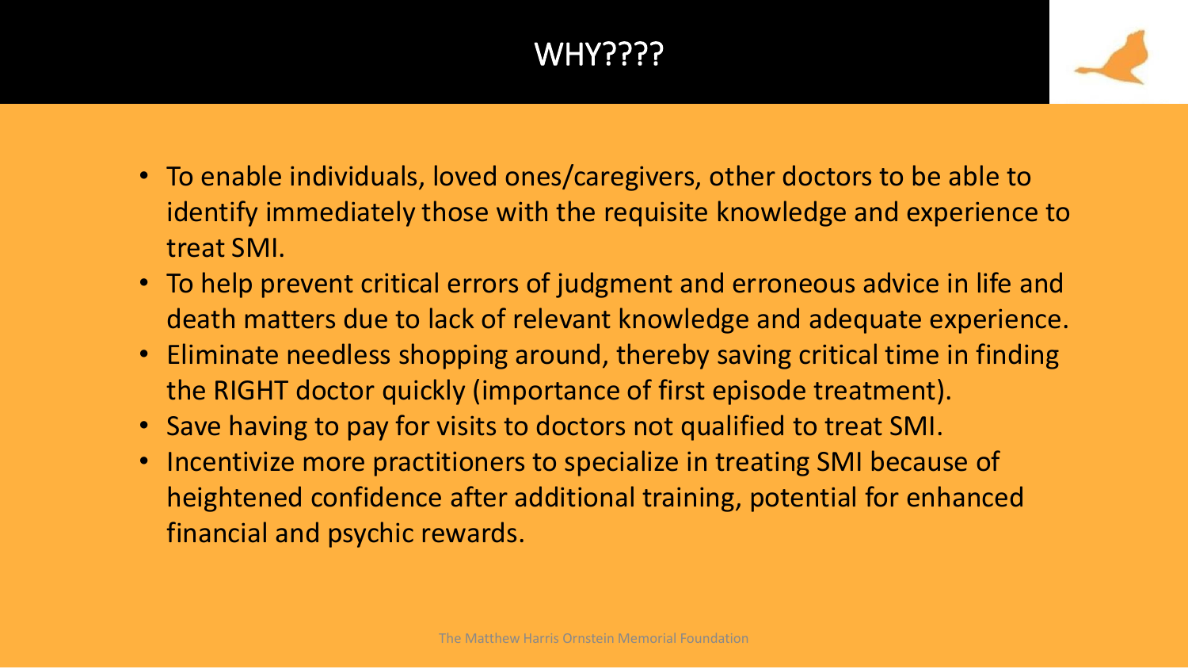# WHY????

- To enable individuals, loved ones/caregivers, other doctors to be able to identify immediately those with the requisite knowledge and experience to treat SMI.
- To help prevent critical errors of judgment and erroneous advice in life and death matters due to lack of relevant knowledge and adequate experience.
- Eliminate needless shopping around, thereby saving critical time in finding the RIGHT doctor quickly (importance of first episode treatment).
- Save having to pay for visits to doctors not qualified to treat SMI.
- Incentivize more practitioners to specialize in treating SMI because of heightened confidence after additional training, potential for enhanced financial and psychic rewards.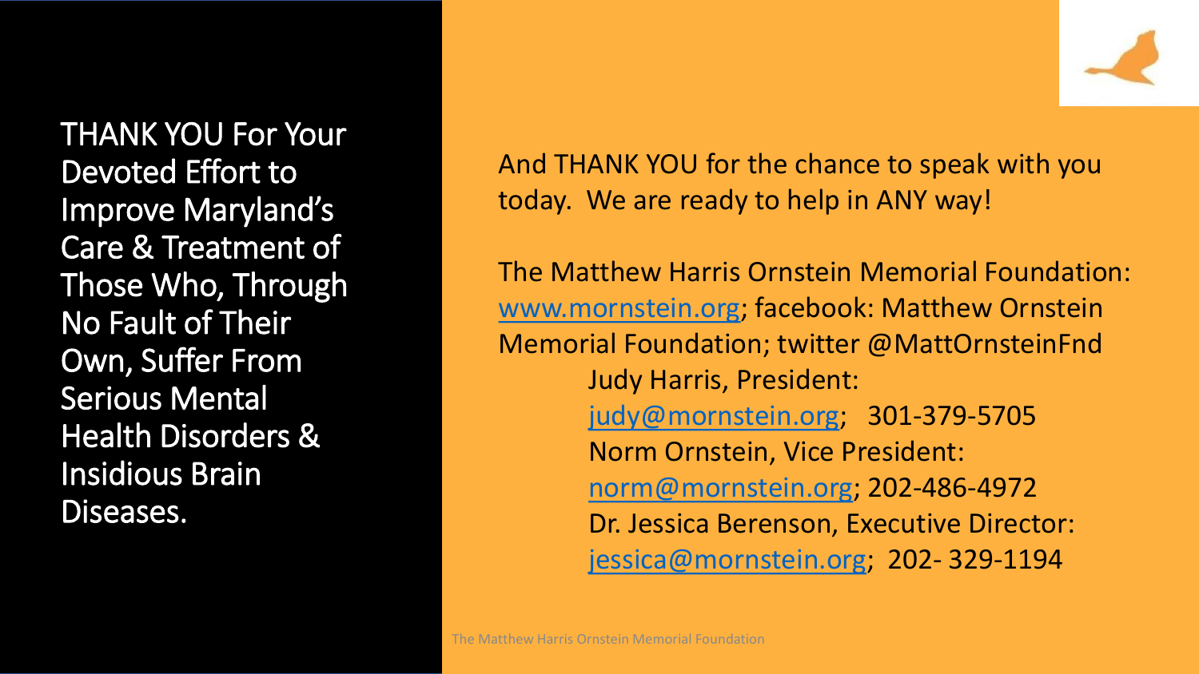THANK YOU For Your Devoted Effort to Improve Maryland's Care & Treatment of Those Who, Through No Fault of Their Own, Suffer From Serious Mental Health Disorders & Insidious Brain Diseases.

And THANK YOU for the chance to speak with you today. We are ready to help in ANY way!

The Matthew Harris Ornstein Memorial Foundation: www.mornstein.org; facebook: Matthew Ornstein Memorial Foundation; twitter @MattOrnsteinFnd

Judy Harris, President:
judy@mornstein.org; 301-379-5705

Norm Ornstein, Vice President:
norm@mornstein.org; 202-486-4972

Dr. Jessica Berenson, Executive Director:
jessica@mornstein.org; 202- 329-1194